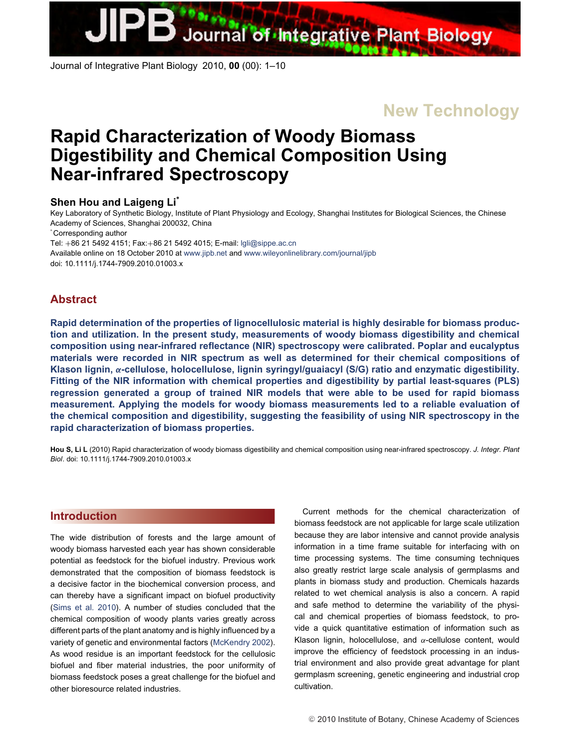New Technology

# Rapid Characterization of Woody Biomass Digestibility and Chemical Composition Using Near-infrared Spectroscopy

**Shen Hou and Laigeng Li***

Key Laboratory of Synthetic Biology, Institute of Plant Physiology and Ecology, Shanghai Institutes for Biological Sciences, the Chinese Academy of Sciences, Shanghai 200032, China

*Corresponding author

Tel: +86 21 5492 4151; Fax:+86 21 5492 4015; E-mail: lgli@sippe.ac.cn

Available online on 18 October 2010 at www.jipb.net and www.wileyonlinelibrary.com/journal/jipb

doi: 10.1111/j.1744-7909.2010.01003.x

## Abstract

**Rapid determination of the properties of lignocellulosic material is highly desirable for biomass production and utilization. In the present study, measurements of woody biomass digestibility and chemical composition using near-infrared reflectance (NIR) spectroscopy were calibrated. Poplar and eucalyptus materials were recorded in NIR spectrum as well as determined for their chemical compositions of Klason lignin, α-cellulose, holocellulose, lignin syringyl/guaiacyl (S/G) ratio and enzymatic digestibility. Fitting of the NIR information with chemical properties and digestibility by partial least-squares (PLS) regression generated a group of trained NIR models that were able to be used for rapid biomass measurement. Applying the models for woody biomass measurements led to a reliable evaluation of the chemical composition and digestibility, suggesting the feasibility of using NIR spectroscopy in the rapid characterization of biomass properties.**

**Hou S, Li L** (2010) Rapid characterization of woody biomass digestibility and chemical composition using near-infrared spectroscopy. *J. Integr. Plant Biol*. doi: 10.1111/j.1744-7909.2010.01003.x

## Introduction

The wide distribution of forests and the large amount of woody biomass harvested each year has shown considerable potential as feedstock for the biofuel industry. Previous work demonstrated that the composition of biomass feedstock is a decisive factor in the biochemical conversion process, and can thereby have a significant impact on biofuel productivity (Sims et al. 2010). A number of studies concluded that the chemical composition of woody plants varies greatly across different parts of the plant anatomy and is highly influenced by a variety of genetic and environmental factors (McKendry 2002). As wood residue is an important feedstock for the cellulosic biofuel and fiber material industries, the poor uniformity of biomass feedstock poses a great challenge for the biofuel and other bioresource related industries.

Current methods for the chemical characterization of biomass feedstock are not applicable for large scale utilization because they are labor intensive and cannot provide analysis information in a time frame suitable for interfacing with on time processing systems. The time consuming techniques also greatly restrict large scale analysis of germplasms and plants in biomass study and production. Chemicals hazards related to wet chemical analysis is also a concern. A rapid and safe method to determine the variability of the physical and chemical properties of biomass feedstock, to provide a quick quantitative estimation of information such as Klason lignin, holocellulose, and α-cellulose content, would improve the efficiency of feedstock processing in an industrial environment and also provide great advantage for plant germplasm screening, genetic engineering and industrial crop cultivation.

© 2010 Institute of Botany, Chinese Academy of Sciences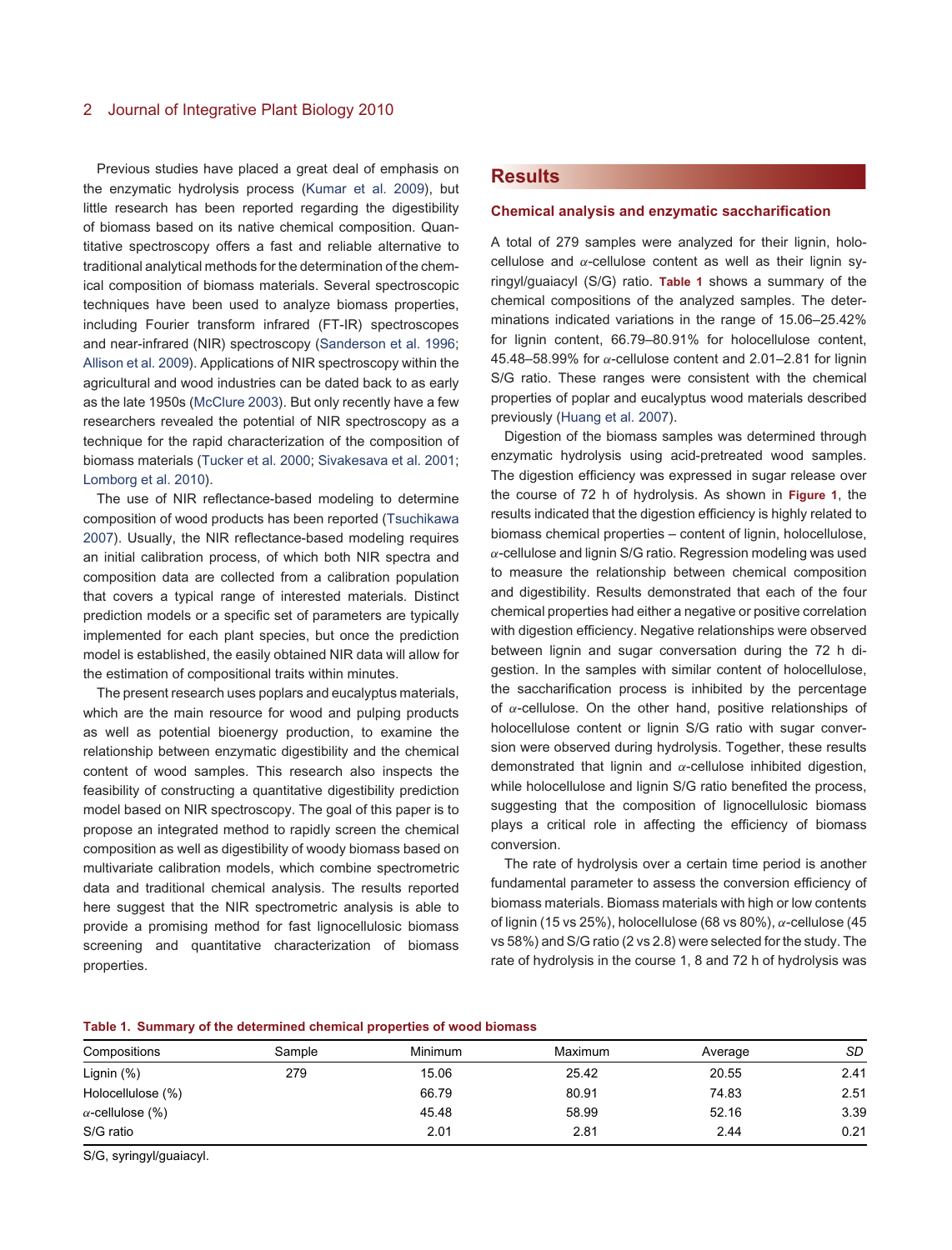Previous studies have placed a great deal of emphasis on the enzymatic hydrolysis process (Kumar et al. 2009), but little research has been reported regarding the digestibility of biomass based on its native chemical composition. Quantitative spectroscopy offers a fast and reliable alternative to traditional analytical methods for the determination of the chemical composition of biomass materials. Several spectroscopic techniques have been used to analyze biomass properties, including Fourier transform infrared (FT-IR) spectroscopes and near-infrared (NIR) spectroscopy (Sanderson et al. 1996; Allison et al. 2009). Applications of NIR spectroscopy within the agricultural and wood industries can be dated back to as early as the late 1950s (McClure 2003). But only recently have a few researchers revealed the potential of NIR spectroscopy as a technique for the rapid characterization of the composition of biomass materials (Tucker et al. 2000; Sivakesava et al. 2001; Lomborg et al. 2010).

The use of NIR reflectance-based modeling to determine composition of wood products has been reported (Tsuchikawa 2007). Usually, the NIR reflectance-based modeling requires an initial calibration process, of which both NIR spectra and composition data are collected from a calibration population that covers a typical range of interested materials. Distinct prediction models or a specific set of parameters are typically implemented for each plant species, but once the prediction model is established, the easily obtained NIR data will allow for the estimation of compositional traits within minutes.

The present research uses poplars and eucalyptus materials, which are the main resource for wood and pulping products as well as potential bioenergy production, to examine the relationship between enzymatic digestibility and the chemical content of wood samples. This research also inspects the feasibility of constructing a quantitative digestibility prediction model based on NIR spectroscopy. The goal of this paper is to propose an integrated method to rapidly screen the chemical composition as well as digestibility of woody biomass based on multivariate calibration models, which combine spectrometric data and traditional chemical analysis. The results reported here suggest that the NIR spectrometric analysis is able to provide a promising method for fast lignocellulosic biomass screening and quantitative characterization of biomass properties.

## Results

### Chemical analysis and enzymatic saccharification

A total of 279 samples were analyzed for their lignin, holocellulose and $\alpha$-cellulose content as well as their lignin syringyl/guaiacyl (S/G) ratio. **Table 1** shows a summary of the chemical compositions of the analyzed samples. The determinations indicated variations in the range of 15.06–25.42% for lignin content, 66.79–80.91% for holocellulose content, 45.48–58.99% for $\alpha$-cellulose content and 2.01–2.81 for lignin S/G ratio. These ranges were consistent with the chemical properties of poplar and eucalyptus wood materials described previously (Huang et al. 2007).

Digestion of the biomass samples was determined through enzymatic hydrolysis using acid-pretreated wood samples. The digestion efficiency was expressed in sugar release over the course of 72 h of hydrolysis. As shown in **Figure 1**, the results indicated that the digestion efficiency is highly related to biomass chemical properties – content of lignin, holocellulose, $\alpha$-cellulose and lignin S/G ratio. Regression modeling was used to measure the relationship between chemical composition and digestibility. Results demonstrated that each of the four chemical properties had either a negative or positive correlation with digestion efficiency. Negative relationships were observed between lignin and sugar conversation during the 72 h digestion. In the samples with similar content of holocellulose, the saccharification process is inhibited by the percentage of $\alpha$-cellulose. On the other hand, positive relationships of holocellulose content or lignin S/G ratio with sugar conversion were observed during hydrolysis. Together, these results demonstrated that lignin and $\alpha$-cellulose inhibited digestion, while holocellulose and lignin S/G ratio benefited the process, suggesting that the composition of lignocellulosic biomass plays a critical role in affecting the efficiency of biomass conversion.

The rate of hydrolysis over a certain time period is another fundamental parameter to assess the conversion efficiency of biomass materials. Biomass materials with high or low contents of lignin (15 vs 25%), holocellulose (68 vs 80%), $\alpha$-cellulose (45 vs 58%) and S/G ratio (2 vs 2.8) were selected for the study. The rate of hydrolysis in the course 1, 8 and 72 h of hydrolysis was

**Table 1. Summary of the determined chemical properties of wood biomass**

| Compositions | Sample | Minimum | Maximum | Average | *SD* |
|---|---|---|---|---|---|
| Lignin (%) | 279 | 15.06 | 25.42 | 20.55 | 2.41 |
| Holocellulose (%) | | 66.79 | 80.91 | 74.83 | 2.51 |
| $\alpha$-cellulose (%) | | 45.48 | 58.99 | 52.16 | 3.39 |
| S/G ratio | | 2.01 | 2.81 | 2.44 | 0.21 |

S/G, syringyl/guaiacyl.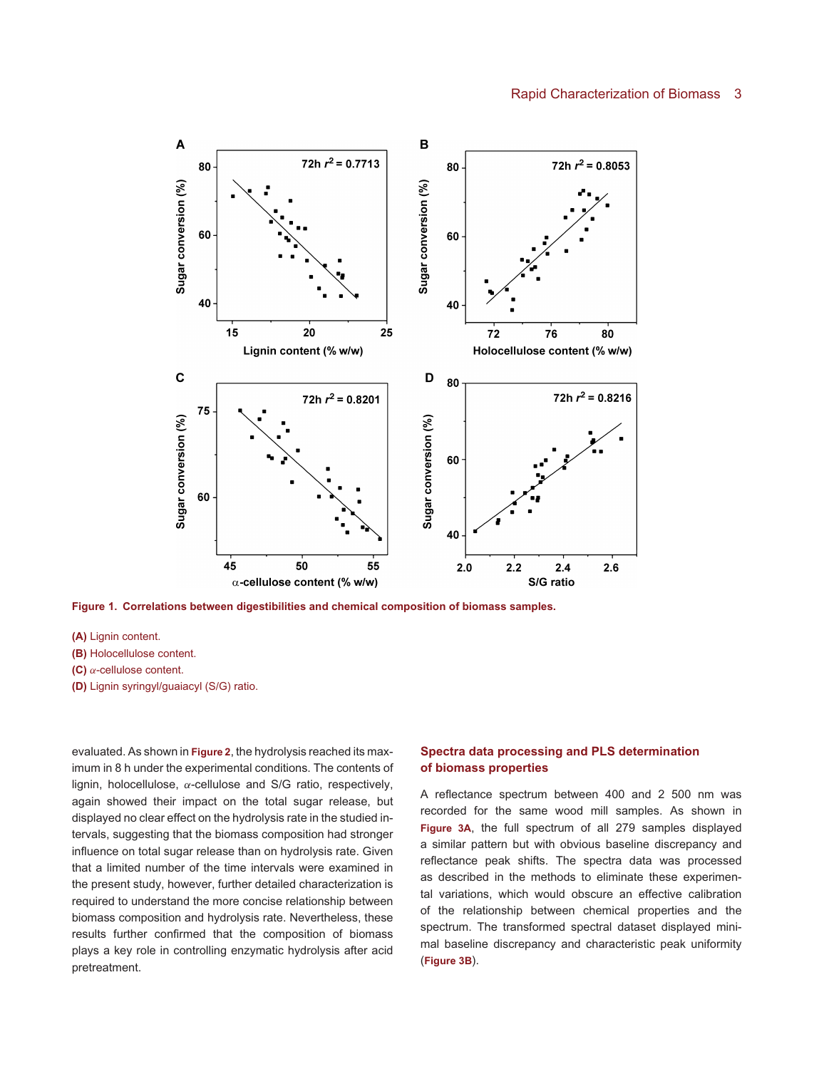**Figure 1. Correlations between digestibilities and chemical composition of biomass samples.**

**(A)** Lignin content.

**(B)** Holocellulose content.

**(C)** $\alpha$-cellulose content.

**(D)** Lignin syringyl/guaiacyl (S/G) ratio.

evaluated. As shown in **Figure 2**, the hydrolysis reached its maximum in 8 h under the experimental conditions. The contents of lignin, holocellulose, $\alpha$-cellulose and S/G ratio, respectively, again showed their impact on the total sugar release, but displayed no clear effect on the hydrolysis rate in the studied intervals, suggesting that the biomass composition had stronger influence on total sugar release than on hydrolysis rate. Given that a limited number of the time intervals were examined in the present study, however, further detailed characterization is required to understand the more concise relationship between biomass composition and hydrolysis rate. Nevertheless, these results further confirmed that the composition of biomass plays a key role in controlling enzymatic hydrolysis after acid pretreatment.

## Spectra data processing and PLS determination of biomass properties

A reflectance spectrum between 400 and 2 500 nm was recorded for the same wood mill samples. As shown in **Figure 3A**, the full spectrum of all 279 samples displayed a similar pattern but with obvious baseline discrepancy and reflectance peak shifts. The spectra data was processed as described in the methods to eliminate these experimental variations, which would obscure an effective calibration of the relationship between chemical properties and the spectrum. The transformed spectral dataset displayed minimal baseline discrepancy and characteristic peak uniformity (**Figure 3B**).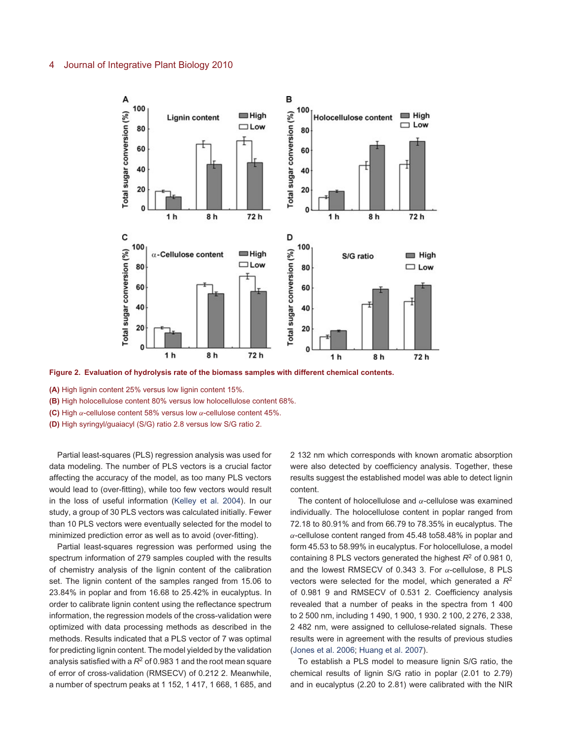**Figure 2. Evaluation of hydrolysis rate of the biomass samples with different chemical contents.**

**(A)** High lignin content 25% versus low lignin content 15%.

**(B)** High holocellulose content 80% versus low holocellulose content 68%.

**(C)** High $\alpha$-cellulose content 58% versus low $\alpha$-cellulose content 45%.

**(D)** High syringyl/guaiacyl (S/G) ratio 2.8 versus low S/G ratio 2.

Partial least-squares (PLS) regression analysis was used for data modeling. The number of PLS vectors is a crucial factor affecting the accuracy of the model, as too many PLS vectors would lead to (over-fitting), while too few vectors would result in the loss of useful information (Kelley et al. 2004). In our study, a group of 30 PLS vectors was calculated initially. Fewer than 10 PLS vectors were eventually selected for the model to minimized prediction error as well as to avoid (over-fitting).

Partial least-squares regression was performed using the spectrum information of 279 samples coupled with the results of chemistry analysis of the lignin content of the calibration set. The lignin content of the samples ranged from 15.06 to 23.84% in poplar and from 16.68 to 25.42% in eucalyptus. In order to calibrate lignin content using the reflectance spectrum information, the regression models of the cross-validation were optimized with data processing methods as described in the methods. Results indicated that a PLS vector of 7 was optimal for predicting lignin content. The model yielded by the validation analysis satisfied with a $R^2$ of 0.983 1 and the root mean square of error of cross-validation (RMSECV) of 0.212 2. Meanwhile, a number of spectrum peaks at 1 152, 1 417, 1 668, 1 685, and 2 132 nm which corresponds with known aromatic absorption were also detected by coefficiency analysis. Together, these results suggest the established model was able to detect lignin content.

The content of holocellulose and $\alpha$-cellulose was examined individually. The holocellulose content in poplar ranged from 72.18 to 80.91% and from 66.79 to 78.35% in eucalyptus. The $\alpha$-cellulose content ranged from 45.48 to58.48% in poplar and form 45.53 to 58.99% in eucalyptus. For holocellulose, a model containing 8 PLS vectors generated the highest $R^2$ of 0.981 0, and the lowest RMSECV of 0.343 3. For $\alpha$-cellulose, 8 PLS vectors were selected for the model, which generated a $R^2$ of 0.981 9 and RMSECV of 0.531 2. Coefficiency analysis revealed that a number of peaks in the spectra from 1 400 to 2 500 nm, including 1 490, 1 900, 1 930. 2 100, 2 276, 2 338, 2 482 nm, were assigned to cellulose-related signals. These results were in agreement with the results of previous studies (Jones et al. 2006; Huang et al. 2007).

To establish a PLS model to measure lignin S/G ratio, the chemical results of lignin S/G ratio in poplar (2.01 to 2.79) and in eucalyptus (2.20 to 2.81) were calibrated with the NIR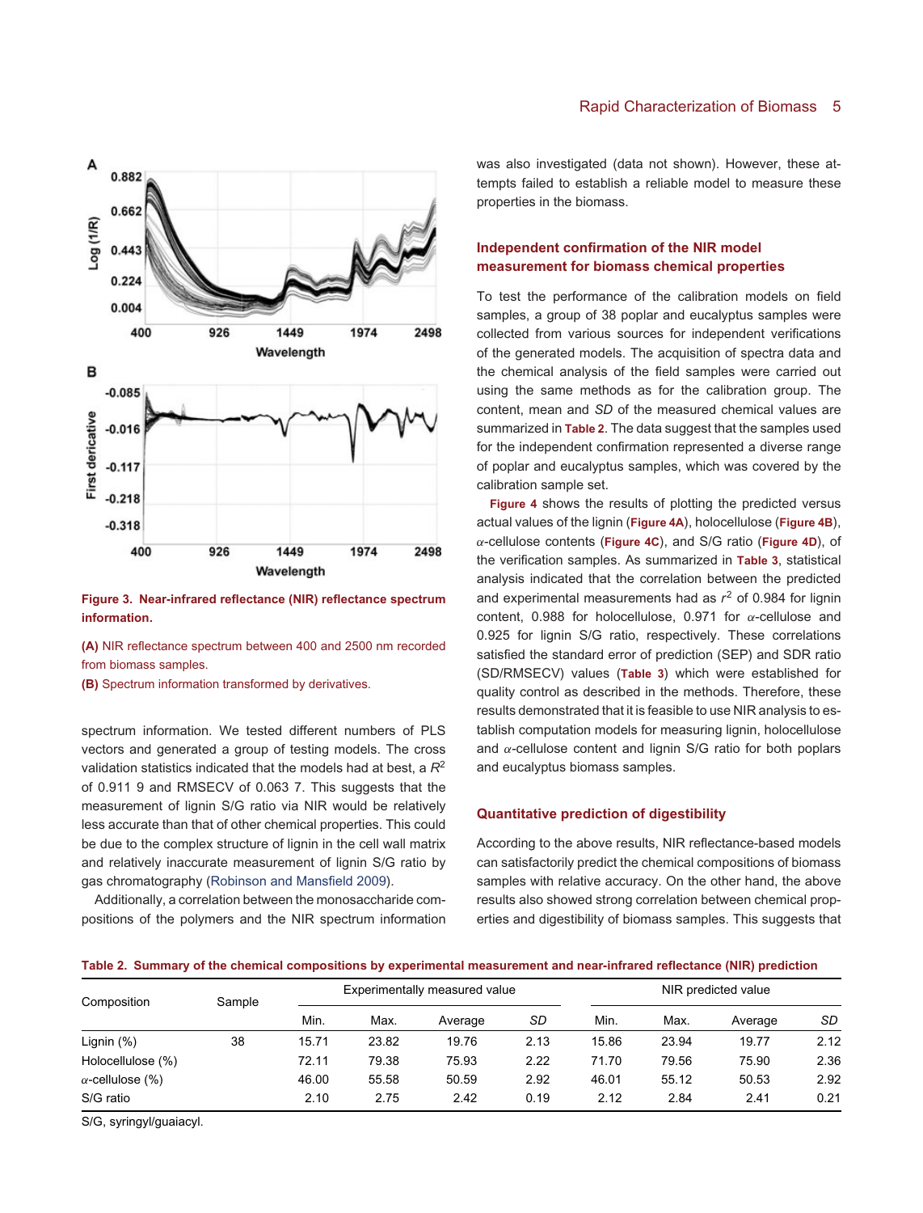**Figure 3. Near-infrared reflectance (NIR) reflectance spectrum information.**

**(A)** NIR reflectance spectrum between 400 and 2500 nm recorded from biomass samples.
**(B)** Spectrum information transformed by derivatives.

spectrum information. We tested different numbers of PLS vectors and generated a group of testing models. The cross validation statistics indicated that the models had at best, a $R^2$ of 0.911 9 and RMSECV of 0.063 7. This suggests that the measurement of lignin S/G ratio via NIR would be relatively less accurate than that of other chemical properties. This could be due to the complex structure of lignin in the cell wall matrix and relatively inaccurate measurement of lignin S/G ratio by gas chromatography (Robinson and Mansfield 2009).

Additionally, a correlation between the monosaccharide compositions of the polymers and the NIR spectrum information was also investigated (data not shown). However, these attempts failed to establish a reliable model to measure these properties in the biomass.

## Independent confirmation of the NIR model measurement for biomass chemical properties

To test the performance of the calibration models on field samples, a group of 38 poplar and eucalyptus samples were collected from various sources for independent verifications of the generated models. The acquisition of spectra data and the chemical analysis of the field samples were carried out using the same methods as for the calibration group. The content, mean and *SD* of the measured chemical values are summarized in **Table 2**. The data suggest that the samples used for the independent confirmation represented a diverse range of poplar and eucalyptus samples, which was covered by the calibration sample set.

**Figure 4** shows the results of plotting the predicted versus actual values of the lignin (**Figure 4A**), holocellulose (**Figure 4B**), $\alpha$-cellulose contents (**Figure 4C**), and S/G ratio (**Figure 4D**), of the verification samples. As summarized in **Table 3**, statistical analysis indicated that the correlation between the predicted and experimental measurements had as $r^2$ of 0.984 for lignin content, 0.988 for holocellulose, 0.971 for $\alpha$-cellulose and 0.925 for lignin S/G ratio, respectively. These correlations satisfied the standard error of prediction (SEP) and SDR ratio (SD/RMSECV) values (**Table 3**) which were established for quality control as described in the methods. Therefore, these results demonstrated that it is feasible to use NIR analysis to establish computation models for measuring lignin, holocellulose and $\alpha$-cellulose content and lignin S/G ratio for both poplars and eucalyptus biomass samples.

## Quantitative prediction of digestibility

According to the above results, NIR reflectance-based models can satisfactorily predict the chemical compositions of biomass samples with relative accuracy. On the other hand, the above results also showed strong correlation between chemical properties and digestibility of biomass samples. This suggests that

**Table 2. Summary of the chemical compositions by experimental measurement and near-infrared reflectance (NIR) prediction**

| Composition | Sample | Experimentally measured value | | | | NIR predicted value | | | |
|---|---|---|---|---|---|---|---|---|---|
| | | Min. | Max. | Average | *SD* | Min. | Max. | Average | *SD* |
| Lignin (%) | 38 | 15.71 | 23.82 | 19.76 | 2.13 | 15.86 | 23.94 | 19.77 | 2.12 |
| Holocellulose (%) | | 72.11 | 79.38 | 75.93 | 2.22 | 71.70 | 79.56 | 75.90 | 2.36 |
| $\alpha$-cellulose (%) | | 46.00 | 55.58 | 50.59 | 2.92 | 46.01 | 55.12 | 50.53 | 2.92 |
| S/G ratio | | 2.10 | 2.75 | 2.42 | 0.19 | 2.12 | 2.84 | 2.41 | 0.21 |

S/G, syringyl/guaiacyl.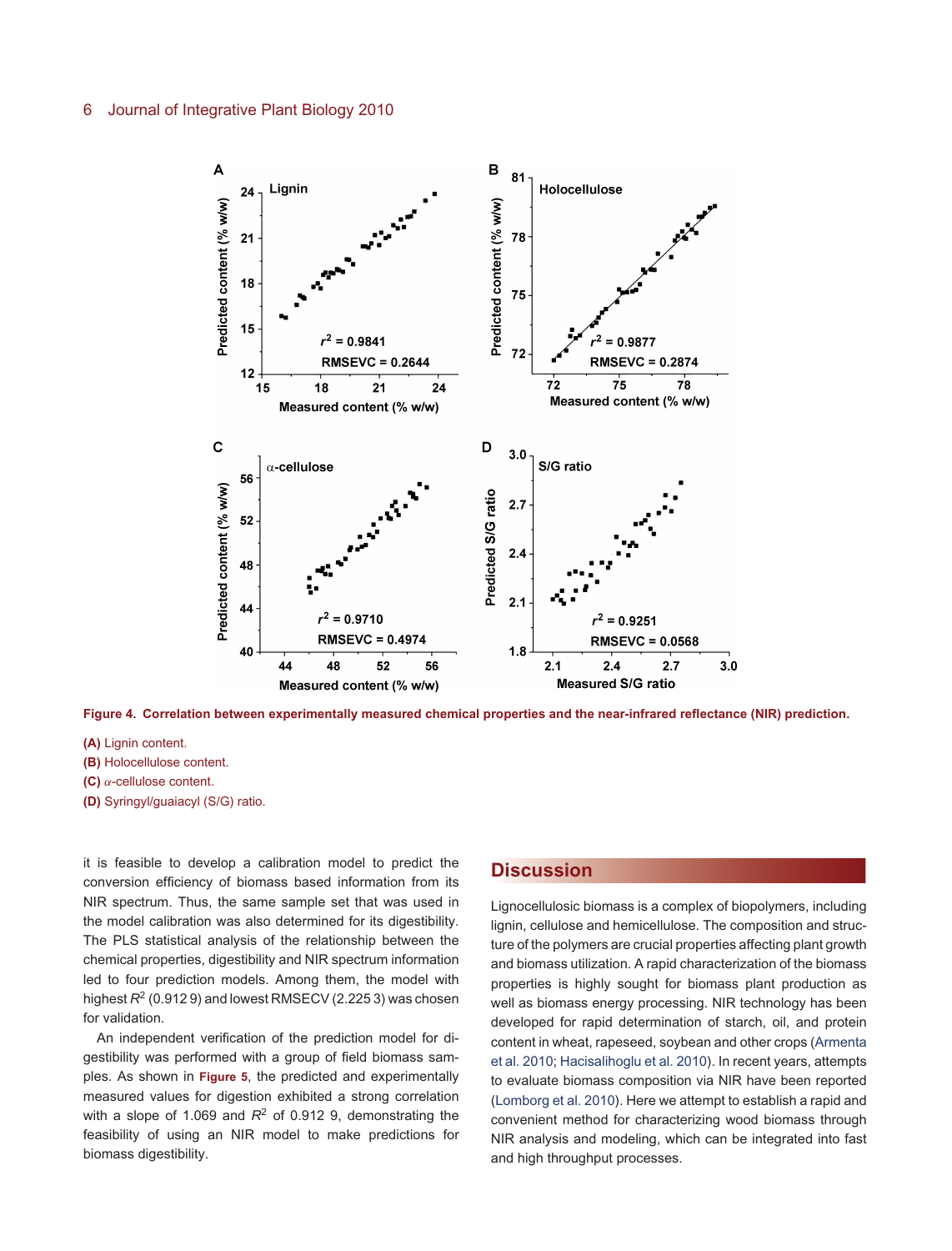**Figure 4. Correlation between experimentally measured chemical properties and the near-infrared reflectance (NIR) prediction.**

**(A)** Lignin content.

**(B)** Holocellulose content.

**(C)** $\alpha$-cellulose content.

**(D)** Syringyl/guaiacyl (S/G) ratio.

it is feasible to develop a calibration model to predict the conversion efficiency of biomass based information from its NIR spectrum. Thus, the same sample set that was used in the model calibration was also determined for its digestibility. The PLS statistical analysis of the relationship between the chemical properties, digestibility and NIR spectrum information led to four prediction models. Among them, the model with highest $R^2$ (0.912 9) and lowest RMSECV (2.225 3) was chosen for validation.

An independent verification of the prediction model for digestibility was performed with a group of field biomass samples. As shown in **Figure 5**, the predicted and experimentally measured values for digestion exhibited a strong correlation with a slope of 1.069 and $R^2$ of 0.912 9, demonstrating the feasibility of using an NIR model to make predictions for biomass digestibility.

## Discussion

Lignocellulosic biomass is a complex of biopolymers, including lignin, cellulose and hemicellulose. The composition and structure of the polymers are crucial properties affecting plant growth and biomass utilization. A rapid characterization of the biomass properties is highly sought for biomass plant production as well as biomass energy processing. NIR technology has been developed for rapid determination of starch, oil, and protein content in wheat, rapeseed, soybean and other crops (Armenta et al. 2010; Hacisalihoglu et al. 2010). In recent years, attempts to evaluate biomass composition via NIR have been reported (Lomborg et al. 2010). Here we attempt to establish a rapid and convenient method for characterizing wood biomass through NIR analysis and modeling, which can be integrated into fast and high throughput processes.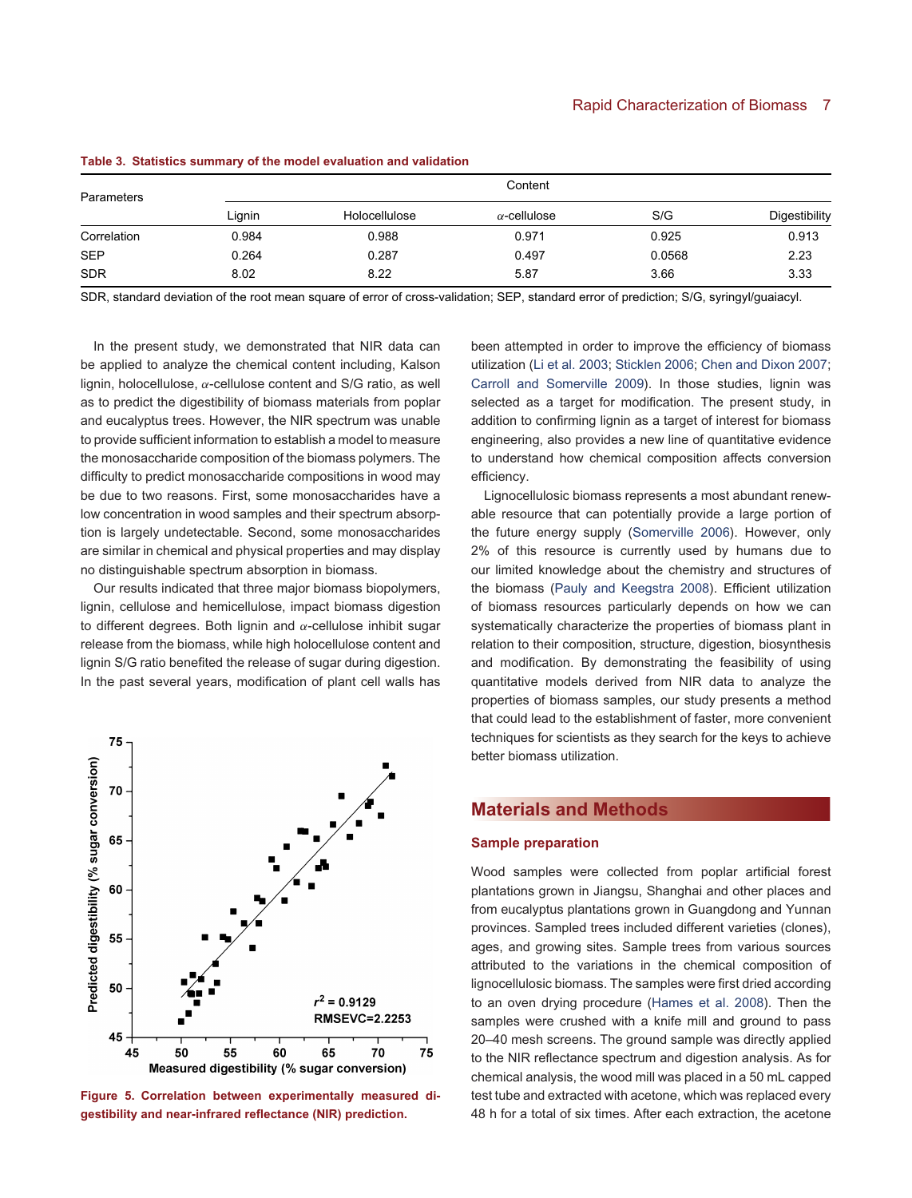**Table 3. Statistics summary of the model evaluation and validation**

| Parameters | Content | | | | |
|---|---|---|---|---|---|
| | Lignin | Holocellulose | α-cellulose | S/G | Digestibility |
| Correlation | 0.984 | 0.988 | 0.971 | 0.925 | 0.913 |
| SEP | 0.264 | 0.287 | 0.497 | 0.0568 | 2.23 |
| SDR | 8.02 | 8.22 | 5.87 | 3.66 | 3.33 |

SDR, standard deviation of the root mean square of error of cross-validation; SEP, standard error of prediction; S/G, syringyl/guaiacyl.

In the present study, we demonstrated that NIR data can be applied to analyze the chemical content including, Kalson lignin, holocellulose, α-cellulose content and S/G ratio, as well as to predict the digestibility of biomass materials from poplar and eucalyptus trees. However, the NIR spectrum was unable to provide sufficient information to establish a model to measure the monosaccharide composition of the biomass polymers. The difficulty to predict monosaccharide compositions in wood may be due to two reasons. First, some monosaccharides have a low concentration in wood samples and their spectrum absorption is largely undetectable. Second, some monosaccharides are similar in chemical and physical properties and may display no distinguishable spectrum absorption in biomass.

Our results indicated that three major biomass biopolymers, lignin, cellulose and hemicellulose, impact biomass digestion to different degrees. Both lignin and α-cellulose inhibit sugar release from the biomass, while high holocellulose content and lignin S/G ratio benefited the release of sugar during digestion. In the past several years, modification of plant cell walls has been attempted in order to improve the efficiency of biomass utilization (Li et al. 2003; Sticklen 2006; Chen and Dixon 2007; Carroll and Somerville 2009). In those studies, lignin was selected as a target for modification. The present study, in addition to confirming lignin as a target of interest for biomass engineering, also provides a new line of quantitative evidence to understand how chemical composition affects conversion efficiency.

Figure 5. Correlation between experimentally measured digestibility and near-infrared reflectance (NIR) prediction.

Lignocellulosic biomass represents a most abundant renewable resource that can potentially provide a large portion of the future energy supply (Somerville 2006). However, only 2% of this resource is currently used by humans due to our limited knowledge about the chemistry and structures of the biomass (Pauly and Keegstra 2008). Efficient utilization of biomass resources particularly depends on how we can systematically characterize the properties of biomass plant in relation to their composition, structure, digestion, biosynthesis and modification. By demonstrating the feasibility of using quantitative models derived from NIR data to analyze the properties of biomass samples, our study presents a method that could lead to the establishment of faster, more convenient techniques for scientists as they search for the keys to achieve better biomass utilization.

## Materials and Methods

### Sample preparation

Wood samples were collected from poplar artificial forest plantations grown in Jiangsu, Shanghai and other places and from eucalyptus plantations grown in Guangdong and Yunnan provinces. Sampled trees included different varieties (clones), ages, and growing sites. Sample trees from various sources attributed to the variations in the chemical composition of lignocellulosic biomass. The samples were first dried according to an oven drying procedure (Hames et al. 2008). Then the samples were crushed with a knife mill and ground to pass 20–40 mesh screens. The ground sample was directly applied to the NIR reflectance spectrum and digestion analysis. As for chemical analysis, the wood mill was placed in a 50 mL capped test tube and extracted with acetone, which was replaced every 48 h for a total of six times. After each extraction, the acetone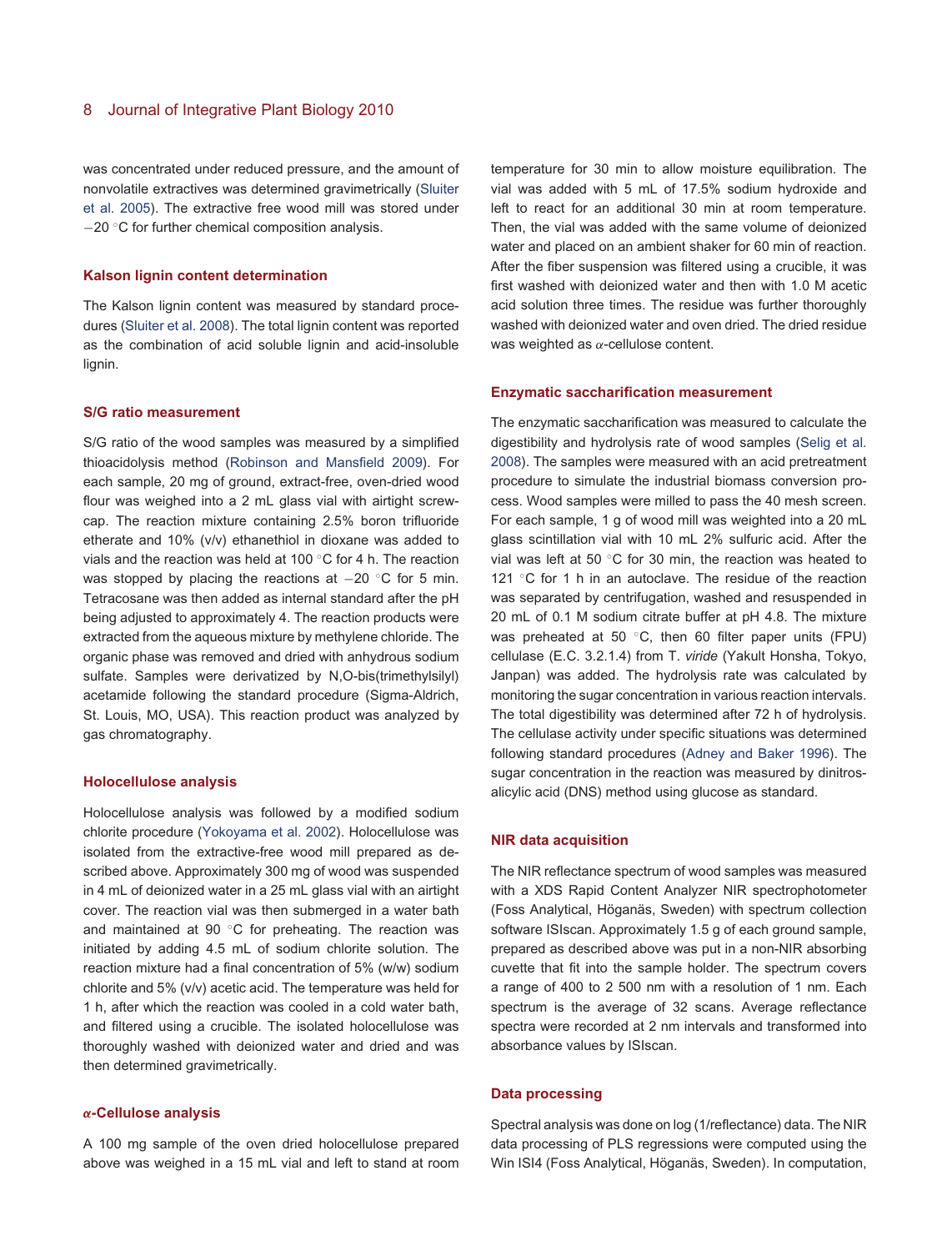was concentrated under reduced pressure, and the amount of nonvolatile extractives was determined gravimetrically (Sluiter et al. 2005). The extractive free wood mill was stored under −20 °C for further chemical composition analysis.

### Kalson lignin content determination

The Kalson lignin content was measured by standard procedures (Sluiter et al. 2008). The total lignin content was reported as the combination of acid soluble lignin and acid-insoluble lignin.

### S/G ratio measurement

S/G ratio of the wood samples was measured by a simplified thioacidolysis method (Robinson and Mansfield 2009). For each sample, 20 mg of ground, extract-free, oven-dried wood flour was weighed into a 2 mL glass vial with airtight screw-cap. The reaction mixture containing 2.5% boron trifluoride etherate and 10% (v/v) ethanethiol in dioxane was added to vials and the reaction was held at 100 °C for 4 h. The reaction was stopped by placing the reactions at −20 °C for 5 min. Tetracosane was then added as internal standard after the pH being adjusted to approximately 4. The reaction products were extracted from the aqueous mixture by methylene chloride. The organic phase was removed and dried with anhydrous sodium sulfate. Samples were derivatized by N,O-bis(trimethylsilyl) acetamide following the standard procedure (Sigma-Aldrich, St. Louis, MO, USA). This reaction product was analyzed by gas chromatography.

### Holocellulose analysis

Holocellulose analysis was followed by a modified sodium chlorite procedure (Yokoyama et al. 2002). Holocellulose was isolated from the extractive-free wood mill prepared as described above. Approximately 300 mg of wood was suspended in 4 mL of deionized water in a 25 mL glass vial with an airtight cover. The reaction vial was then submerged in a water bath and maintained at 90 °C for preheating. The reaction was initiated by adding 4.5 mL of sodium chlorite solution. The reaction mixture had a final concentration of 5% (w/w) sodium chlorite and 5% (v/v) acetic acid. The temperature was held for 1 h, after which the reaction was cooled in a cold water bath, and filtered using a crucible. The isolated holocellulose was thoroughly washed with deionized water and dried and was then determined gravimetrically.

### $\alpha$-Cellulose analysis

A 100 mg sample of the oven dried holocellulose prepared above was weighed in a 15 mL vial and left to stand at room temperature for 30 min to allow moisture equilibration. The vial was added with 5 mL of 17.5% sodium hydroxide and left to react for an additional 30 min at room temperature. Then, the vial was added with the same volume of deionized water and placed on an ambient shaker for 60 min of reaction. After the fiber suspension was filtered using a crucible, it was first washed with deionized water and then with 1.0 M acetic acid solution three times. The residue was further thoroughly washed with deionized water and oven dried. The dried residue was weighted as $\alpha$-cellulose content.

### Enzymatic saccharification measurement

The enzymatic saccharification was measured to calculate the digestibility and hydrolysis rate of wood samples (Selig et al. 2008). The samples were measured with an acid pretreatment procedure to simulate the industrial biomass conversion process. Wood samples were milled to pass the 40 mesh screen. For each sample, 1 g of wood mill was weighted into a 20 mL glass scintillation vial with 10 mL 2% sulfuric acid. After the vial was left at 50 °C for 30 min, the reaction was heated to 121 °C for 1 h in an autoclave. The residue of the reaction was separated by centrifugation, washed and resuspended in 20 mL of 0.1 M sodium citrate buffer at pH 4.8. The mixture was preheated at 50 °C, then 60 filter paper units (FPU) cellulase (E.C. 3.2.1.4) from T. *viride* (Yakult Honsha, Tokyo, Janpan) was added. The hydrolysis rate was calculated by monitoring the sugar concentration in various reaction intervals. The total digestibility was determined after 72 h of hydrolysis. The cellulase activity under specific situations was determined following standard procedures (Adney and Baker 1996). The sugar concentration in the reaction was measured by dinitrosalicylic acid (DNS) method using glucose as standard.

### NIR data acquisition

The NIR reflectance spectrum of wood samples was measured with a XDS Rapid Content Analyzer NIR spectrophotometer (Foss Analytical, Höganäs, Sweden) with spectrum collection software ISIscan. Approximately 1.5 g of each ground sample, prepared as described above was put in a non-NIR absorbing cuvette that fit into the sample holder. The spectrum covers a range of 400 to 2 500 nm with a resolution of 1 nm. Each spectrum is the average of 32 scans. Average reflectance spectra were recorded at 2 nm intervals and transformed into absorbance values by ISIscan.

### Data processing

Spectral analysis was done on log (1/reflectance) data. The NIR data processing of PLS regressions were computed using the Win ISI4 (Foss Analytical, Höganäs, Sweden). In computation,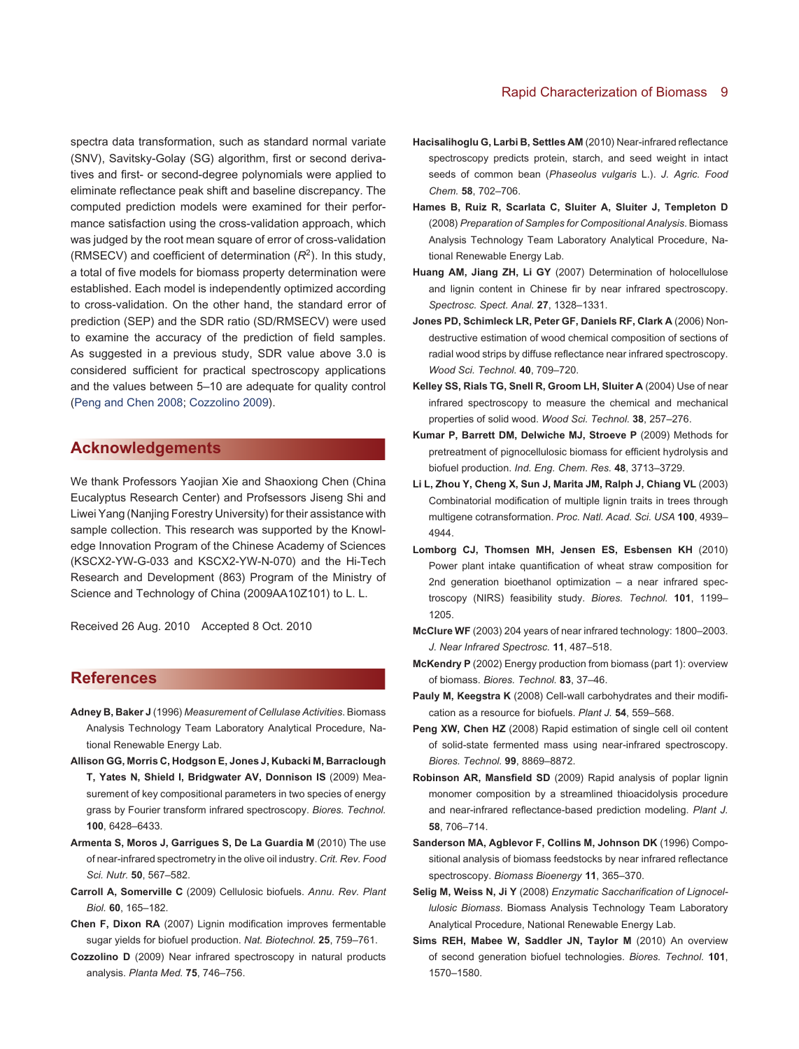spectra data transformation, such as standard normal variate (SNV), Savitsky-Golay (SG) algorithm, first or second derivatives and first- or second-degree polynomials were applied to eliminate reflectance peak shift and baseline discrepancy. The computed prediction models were examined for their performance satisfaction using the cross-validation approach, which was judged by the root mean square of error of cross-validation (RMSECV) and coefficient of determination ($R^2$). In this study, a total of five models for biomass property determination were established. Each model is independently optimized according to cross-validation. On the other hand, the standard error of prediction (SEP) and the SDR ratio (SD/RMSECV) were used to examine the accuracy of the prediction of field samples. As suggested in a previous study, SDR value above 3.0 is considered sufficient for practical spectroscopy applications and the values between 5–10 are adequate for quality control (Peng and Chen 2008; Cozzolino 2009).

## Acknowledgements

We thank Professors Yaojian Xie and Shaoxiong Chen (China Eucalyptus Research Center) and Profsessors Jiseng Shi and Liwei Yang (Nanjing Forestry University) for their assistance with sample collection. This research was supported by the Knowledge Innovation Program of the Chinese Academy of Sciences (KSCX2-YW-G-033 and KSCX2-YW-N-070) and the Hi-Tech Research and Development (863) Program of the Ministry of Science and Technology of China (2009AA10Z101) to L. L.

Received 26 Aug. 2010 Accepted 8 Oct. 2010

## References

**Adney B, Baker J** (1996) *Measurement of Cellulase Activities.* Biomass Analysis Technology Team Laboratory Analytical Procedure, National Renewable Energy Lab.

**Allison GG, Morris C, Hodgson E, Jones J, Kubacki M, Barraclough T, Yates N, Shield I, Bridgwater AV, Donnison IS** (2009) Measurement of key compositional parameters in two species of energy grass by Fourier transform infrared spectroscopy. *Biores. Technol.* **100**, 6428–6433.

**Armenta S, Moros J, Garrigues S, De La Guardia M** (2010) The use of near-infrared spectrometry in the olive oil industry. *Crit. Rev. Food Sci. Nutr.* **50**, 567–582.

**Carroll A, Somerville C** (2009) Cellulosic biofuels. *Annu. Rev. Plant Biol.* **60**, 165–182.

**Chen F, Dixon RA** (2007) Lignin modification improves fermentable sugar yields for biofuel production. *Nat. Biotechnol.* **25**, 759–761.

**Cozzolino D** (2009) Near infrared spectroscopy in natural products analysis. *Planta Med.* **75**, 746–756.

**Hacisalihoglu G, Larbi B, Settles AM** (2010) Near-infrared reflectance spectroscopy predicts protein, starch, and seed weight in intact seeds of common bean (*Phaseolus vulgaris* L.). *J. Agric. Food Chem.* **58**, 702–706.

**Hames B, Ruiz R, Scarlata C, Sluiter A, Sluiter J, Templeton D** (2008) *Preparation of Samples for Compositional Analysis.* Biomass Analysis Technology Team Laboratory Analytical Procedure, National Renewable Energy Lab.

**Huang AM, Jiang ZH, Li GY** (2007) Determination of holocellulose and lignin content in Chinese fir by near infrared spectroscopy. *Spectrosc. Spect. Anal.* **27**, 1328–1331.

**Jones PD, Schimleck LR, Peter GF, Daniels RF, Clark A** (2006) Non-destructive estimation of wood chemical composition of sections of radial wood strips by diffuse reflectance near infrared spectroscopy. *Wood Sci. Technol.* **40**, 709–720.

**Kelley SS, Rials TG, Snell R, Groom LH, Sluiter A** (2004) Use of near infrared spectroscopy to measure the chemical and mechanical properties of solid wood. *Wood Sci. Technol.* **38**, 257–276.

**Kumar P, Barrett DM, Delwiche MJ, Stroeve P** (2009) Methods for pretreatment of pignocellulosic biomass for efficient hydrolysis and biofuel production. *Ind. Eng. Chem. Res.* **48**, 3713–3729.

**Li L, Zhou Y, Cheng X, Sun J, Marita JM, Ralph J, Chiang VL** (2003) Combinatorial modification of multiple lignin traits in trees through multigene cotransformation. *Proc. Natl. Acad. Sci. USA* **100**, 4939–4944.

**Lomborg CJ, Thomsen MH, Jensen ES, Esbensen KH** (2010) Power plant intake quantification of wheat straw composition for 2nd generation bioethanol optimization – a near infrared spectroscopy (NIRS) feasibility study. *Biores. Technol.* **101**, 1199–1205.

**McClure WF** (2003) 204 years of near infrared technology: 1800–2003. *J. Near Infrared Spectrosc.* **11**, 487–518.

**McKendry P** (2002) Energy production from biomass (part 1): overview of biomass. *Biores. Technol.* **83**, 37–46.

**Pauly M, Keegstra K** (2008) Cell-wall carbohydrates and their modification as a resource for biofuels. *Plant J.* **54**, 559–568.

**Peng XW, Chen HZ** (2008) Rapid estimation of single cell oil content of solid-state fermented mass using near-infrared spectroscopy. *Biores. Technol.* **99**, 8869–8872.

**Robinson AR, Mansfield SD** (2009) Rapid analysis of poplar lignin monomer composition by a streamlined thioacidolysis procedure and near-infrared reflectance-based prediction modeling. *Plant J.* **58**, 706–714.

**Sanderson MA, Agblevor F, Collins M, Johnson DK** (1996) Compositional analysis of biomass feedstocks by near infrared reflectance spectroscopy. *Biomass Bioenergy* **11**, 365–370.

**Selig M, Weiss N, Ji Y** (2008) *Enzymatic Saccharification of Lignocellulosic Biomass.* Biomass Analysis Technology Team Laboratory Analytical Procedure, National Renewable Energy Lab.

**Sims REH, Mabee W, Saddler JN, Taylor M** (2010) An overview of second generation biofuel technologies. *Biores. Technol.* **101**, 1570–1580.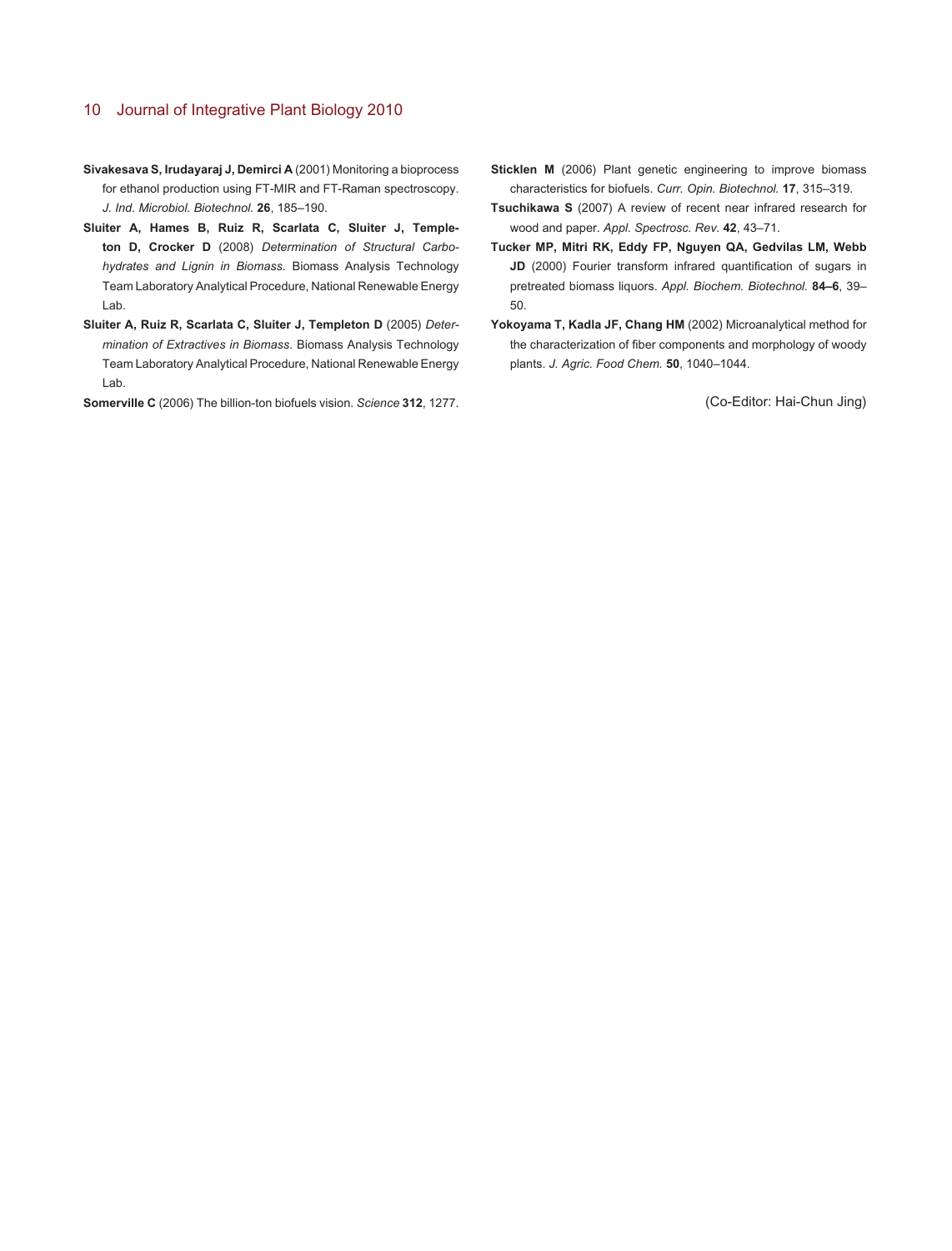**Sivakesava S, Irudayaraj J, Demirci A** (2001) Monitoring a bioprocess for ethanol production using FT-MIR and FT-Raman spectroscopy. *J. Ind. Microbiol. Biotechnol.* **26**, 185–190.

**Sluiter A, Hames B, Ruiz R, Scarlata C, Sluiter J, Templeton D, Crocker D** (2008) *Determination of Structural Carbohydrates and Lignin in Biomass*. Biomass Analysis Technology Team Laboratory Analytical Procedure, National Renewable Energy Lab.

**Sluiter A, Ruiz R, Scarlata C, Sluiter J, Templeton D** (2005) *Determination of Extractives in Biomass*. Biomass Analysis Technology Team Laboratory Analytical Procedure, National Renewable Energy Lab.

**Somerville C** (2006) The billion-ton biofuels vision. *Science* **312**, 1277.

**Sticklen M** (2006) Plant genetic engineering to improve biomass characteristics for biofuels. *Curr. Opin. Biotechnol.* **17**, 315–319.

**Tsuchikawa S** (2007) A review of recent near infrared research for wood and paper. *Appl. Spectrosc. Rev.* **42**, 43–71.

**Tucker MP, Mitri RK, Eddy FP, Nguyen QA, Gedvilas LM, Webb JD** (2000) Fourier transform infrared quantification of sugars in pretreated biomass liquors. *Appl. Biochem. Biotechnol.* **84–6**, 39–50.

**Yokoyama T, Kadla JF, Chang HM** (2002) Microanalytical method for the characterization of fiber components and morphology of woody plants. *J. Agric. Food Chem.* **50**, 1040–1044.

(Co-Editor: Hai-Chun Jing)